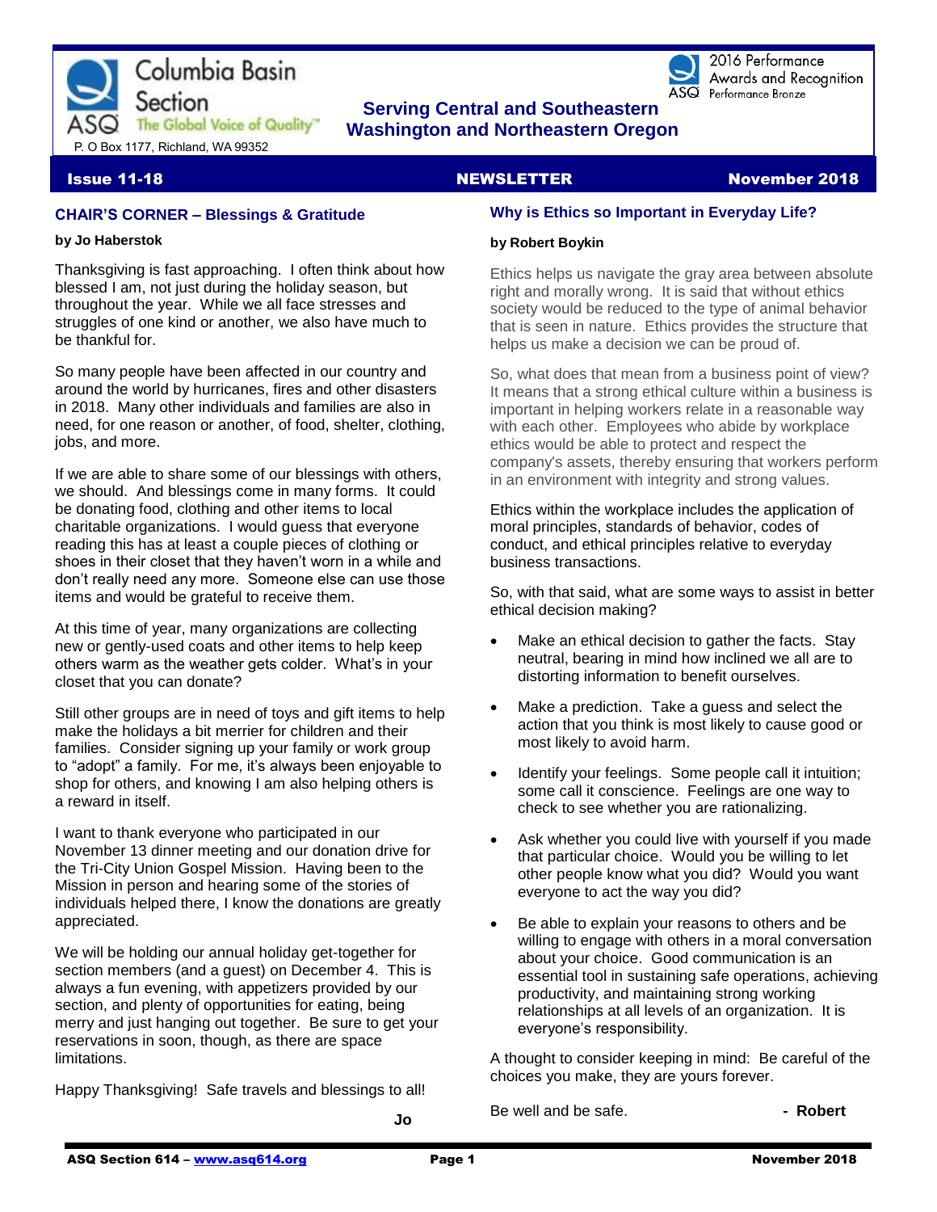Columbia Basin Section

ASQ The Global Voice of Quality™

P. O Box 1177, Richland, WA 99352

2016 Performance Awards and Recognition
Performance Bronze

**Serving Central and Southeastern Washington and Northeastern Oregon**

**Issue 11-18** **NEWSLETTER** **November 2018**

## CHAIR'S CORNER – Blessings & Gratitude

**by Jo Haberstok**

Thanksgiving is fast approaching. I often think about how blessed I am, not just during the holiday season, but throughout the year. While we all face stresses and struggles of one kind or another, we also have much to be thankful for.

So many people have been affected in our country and around the world by hurricanes, fires and other disasters in 2018. Many other individuals and families are also in need, for one reason or another, of food, shelter, clothing, jobs, and more.

If we are able to share some of our blessings with others, we should. And blessings come in many forms. It could be donating food, clothing and other items to local charitable organizations. I would guess that everyone reading this has at least a couple pieces of clothing or shoes in their closet that they haven't worn in a while and don't really need any more. Someone else can use those items and would be grateful to receive them.

At this time of year, many organizations are collecting new or gently-used coats and other items to help keep others warm as the weather gets colder. What's in your closet that you can donate?

Still other groups are in need of toys and gift items to help make the holidays a bit merrier for children and their families. Consider signing up your family or work group to "adopt" a family. For me, it's always been enjoyable to shop for others, and knowing I am also helping others is a reward in itself.

I want to thank everyone who participated in our November 13 dinner meeting and our donation drive for the Tri-City Union Gospel Mission. Having been to the Mission in person and hearing some of the stories of individuals helped there, I know the donations are greatly appreciated.

We will be holding our annual holiday get-together for section members (and a guest) on December 4. This is always a fun evening, with appetizers provided by our section, and plenty of opportunities for eating, being merry and just hanging out together. Be sure to get your reservations in soon, though, as there are space limitations.

Happy Thanksgiving! Safe travels and blessings to all!

**Jo**

## Why is Ethics so Important in Everyday Life?

**by Robert Boykin**

Ethics helps us navigate the gray area between absolute right and morally wrong. It is said that without ethics society would be reduced to the type of animal behavior that is seen in nature. Ethics provides the structure that helps us make a decision we can be proud of.

So, what does that mean from a business point of view? It means that a strong ethical culture within a business is important in helping workers relate in a reasonable way with each other. Employees who abide by workplace ethics would be able to protect and respect the company's assets, thereby ensuring that workers perform in an environment with integrity and strong values.

Ethics within the workplace includes the application of moral principles, standards of behavior, codes of conduct, and ethical principles relative to everyday business transactions.

So, with that said, what are some ways to assist in better ethical decision making?

- Make an ethical decision to gather the facts. Stay neutral, bearing in mind how inclined we all are to distorting information to benefit ourselves.
- Make a prediction. Take a guess and select the action that you think is most likely to cause good or most likely to avoid harm.
- Identify your feelings. Some people call it intuition; some call it conscience. Feelings are one way to check to see whether you are rationalizing.
- Ask whether you could live with yourself if you made that particular choice. Would you be willing to let other people know what you did? Would you want everyone to act the way you did?
- Be able to explain your reasons to others and be willing to engage with others in a moral conversation about your choice. Good communication is an essential tool in sustaining safe operations, achieving productivity, and maintaining strong working relationships at all levels of an organization. It is everyone's responsibility.

A thought to consider keeping in mind: Be careful of the choices you make, they are yours forever.

Be well and be safe. **- Robert**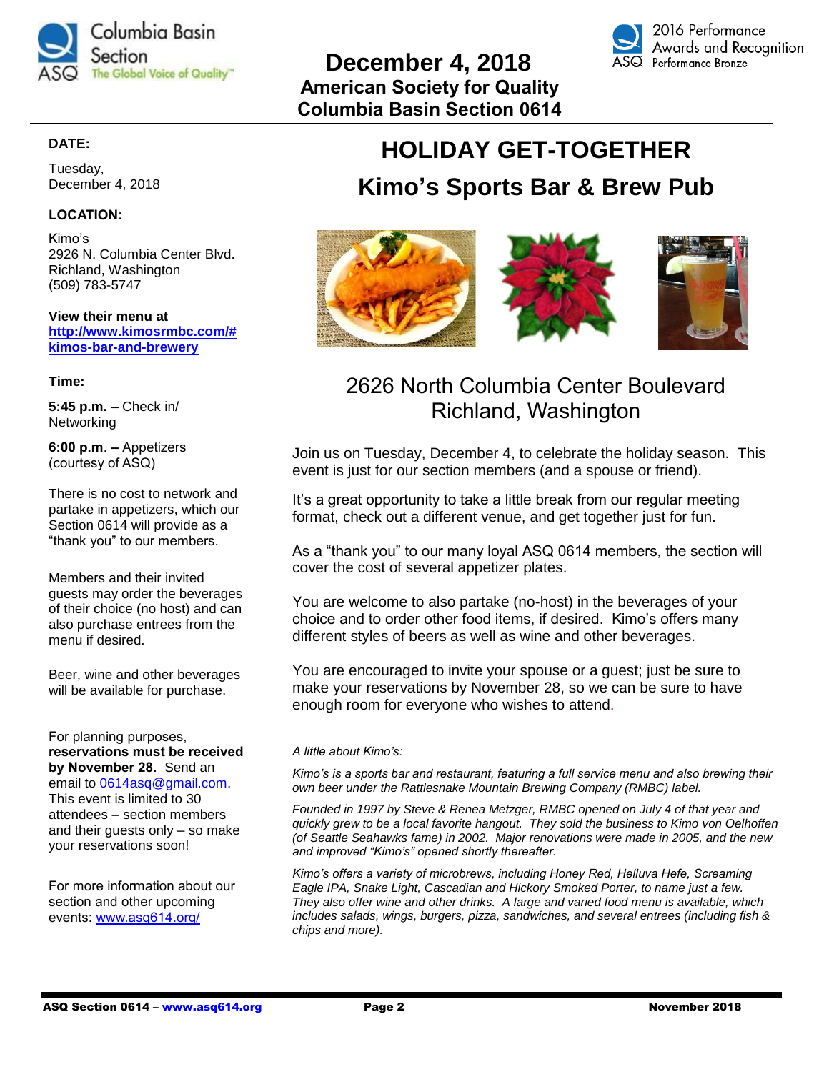# December 4, 2018

**American Society for Quality**
**Columbia Basin Section 0614**

## HOLIDAY GET-TOGETHER

## Kimo's Sports Bar & Brew Pub

2626 North Columbia Center Boulevard
Richland, Washington

Join us on Tuesday, December 4, to celebrate the holiday season. This event is just for our section members (and a spouse or friend).

It's a great opportunity to take a little break from our regular meeting format, check out a different venue, and get together just for fun.

As a "thank you" to our many loyal ASQ 0614 members, the section will cover the cost of several appetizer plates.

You are welcome to also partake (no-host) in the beverages of your choice and to order other food items, if desired. Kimo's offers many different styles of beers as well as wine and other beverages.

You are encouraged to invite your spouse or a guest; just be sure to make your reservations by November 28, so we can be sure to have enough room for everyone who wishes to attend.

*A little about Kimo's:*

*Kimo's is a sports bar and restaurant, featuring a full service menu and also brewing their own beer under the Rattlesnake Mountain Brewing Company (RMBC) label.*

*Founded in 1997 by Steve & Renea Metzger, RMBC opened on July 4 of that year and quickly grew to be a local favorite hangout. They sold the business to Kimo von Oelhoffen (of Seattle Seahawks fame) in 2002. Major renovations were made in 2005, and the new and improved "Kimo's" opened shortly thereafter.*

*Kimo's offers a variety of microbrews, including Honey Red, Helluva Hefe, Screaming Eagle IPA, Snake Light, Cascadian and Hickory Smoked Porter, to name just a few. They also offer wine and other drinks. A large and varied food menu is available, which includes salads, wings, burgers, pizza, sandwiches, and several entrees (including fish & chips and more).*

---

**DATE:**

Tuesday,
December 4, 2018

**LOCATION:**

Kimo's
2926 N. Columbia Center Blvd.
Richland, Washington
(509) 783-5747

**View their menu at**
**http://www.kimosrmbc.com/#kimos-bar-and-brewery**

**Time:**

**5:45 p.m. –** Check in/ Networking

**6:00 p.m. –** Appetizers (courtesy of ASQ)

There is no cost to network and partake in appetizers, which our Section 0614 will provide as a "thank you" to our members.

Members and their invited guests may order the beverages of their choice (no host) and can also purchase entrees from the menu if desired.

Beer, wine and other beverages will be available for purchase.

For planning purposes, **reservations must be received by November 28.** Send an email to 0614asq@gmail.com. This event is limited to 30 attendees – section members and their guests only – so make your reservations soon!

For more information about our section and other upcoming events: www.asq614.org/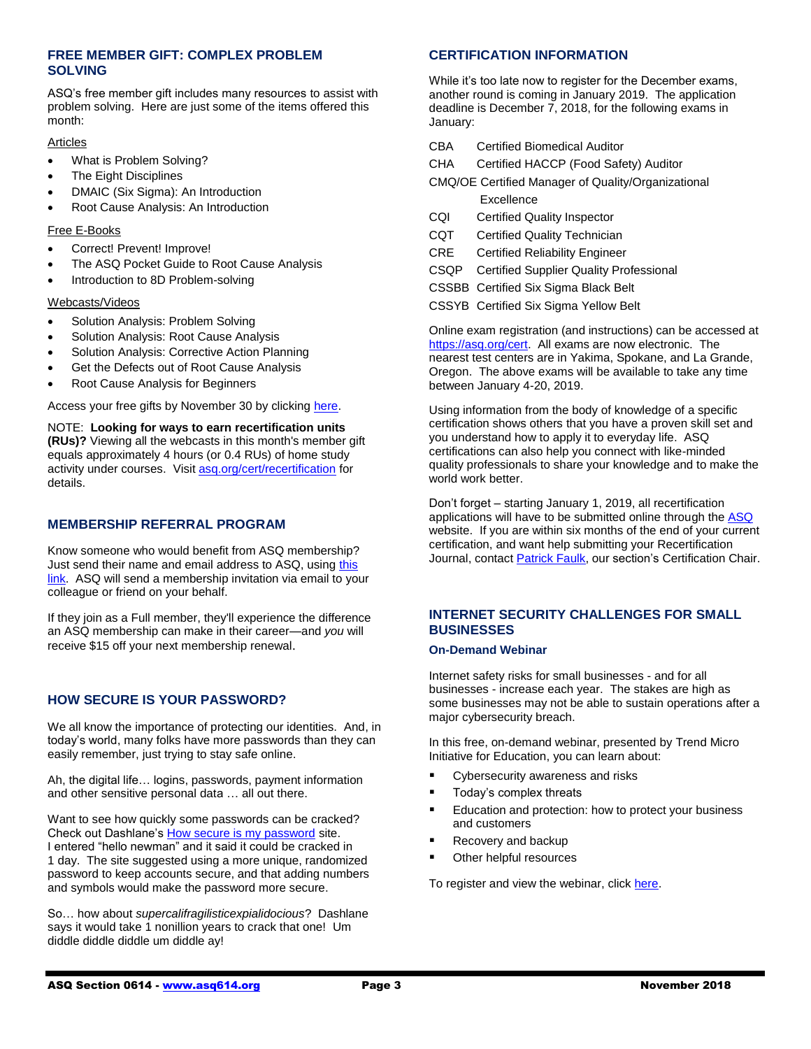## FREE MEMBER GIFT: COMPLEX PROBLEM SOLVING

ASQ's free member gift includes many resources to assist with problem solving. Here are just some of the items offered this month:

Articles

- What is Problem Solving?
- The Eight Disciplines
- DMAIC (Six Sigma): An Introduction
- Root Cause Analysis: An Introduction

Free E-Books

- Correct! Prevent! Improve!
- The ASQ Pocket Guide to Root Cause Analysis
- Introduction to 8D Problem-solving

Webcasts/Videos

- Solution Analysis: Problem Solving
- Solution Analysis: Root Cause Analysis
- Solution Analysis: Corrective Action Planning
- Get the Defects out of Root Cause Analysis
- Root Cause Analysis for Beginners

Access your free gifts by November 30 by clicking here.

NOTE: **Looking for ways to earn recertification units (RUs)?** Viewing all the webcasts in this month's member gift equals approximately 4 hours (or 0.4 RUs) of home study activity under courses. Visit asq.org/cert/recertification for details.

## MEMBERSHIP REFERRAL PROGRAM

Know someone who would benefit from ASQ membership? Just send their name and email address to ASQ, using this link. ASQ will send a membership invitation via email to your colleague or friend on your behalf.

If they join as a Full member, they'll experience the difference an ASQ membership can make in their career—and *you* will receive $15 off your next membership renewal.

## HOW SECURE IS YOUR PASSWORD?

We all know the importance of protecting our identities. And, in today's world, many folks have more passwords than they can easily remember, just trying to stay safe online.

Ah, the digital life… logins, passwords, payment information and other sensitive personal data … all out there.

Want to see how quickly some passwords can be cracked? Check out Dashlane's How secure is my password site. I entered "hello newman" and it said it could be cracked in 1 day. The site suggested using a more unique, randomized password to keep accounts secure, and that adding numbers and symbols would make the password more secure.

So… how about *supercalifragilisticexpialidocious*? Dashlane says it would take 1 nonillion years to crack that one! Um diddle diddle diddle um diddle ay!

## CERTIFICATION INFORMATION

While it's too late now to register for the December exams, another round is coming in January 2019. The application deadline is December 7, 2018, for the following exams in January:

- CBA  Certified Biomedical Auditor
- CHA  Certified HACCP (Food Safety) Auditor
- CMQ/OE Certified Manager of Quality/Organizational Excellence
- CQI  Certified Quality Inspector
- CQT  Certified Quality Technician
- CRE  Certified Reliability Engineer
- CSQP  Certified Supplier Quality Professional
- CSSBB  Certified Six Sigma Black Belt
- CSSYB  Certified Six Sigma Yellow Belt

Online exam registration (and instructions) can be accessed at https://asq.org/cert. All exams are now electronic. The nearest test centers are in Yakima, Spokane, and La Grande, Oregon. The above exams will be available to take any time between January 4-20, 2019.

Using information from the body of knowledge of a specific certification shows others that you have a proven skill set and you understand how to apply it to everyday life. ASQ certifications can also help you connect with like-minded quality professionals to share your knowledge and to make the world work better.

Don't forget – starting January 1, 2019, all recertification applications will have to be submitted online through the ASQ website. If you are within six months of the end of your current certification, and want help submitting your Recertification Journal, contact Patrick Faulk, our section's Certification Chair.

## INTERNET SECURITY CHALLENGES FOR SMALL BUSINESSES

### On-Demand Webinar

Internet safety risks for small businesses - and for all businesses - increase each year. The stakes are high as some businesses may not be able to sustain operations after a major cybersecurity breach.

In this free, on-demand webinar, presented by Trend Micro Initiative for Education, you can learn about:

- Cybersecurity awareness and risks
- Today's complex threats
- Education and protection: how to protect your business and customers
- Recovery and backup
- Other helpful resources

To register and view the webinar, click here.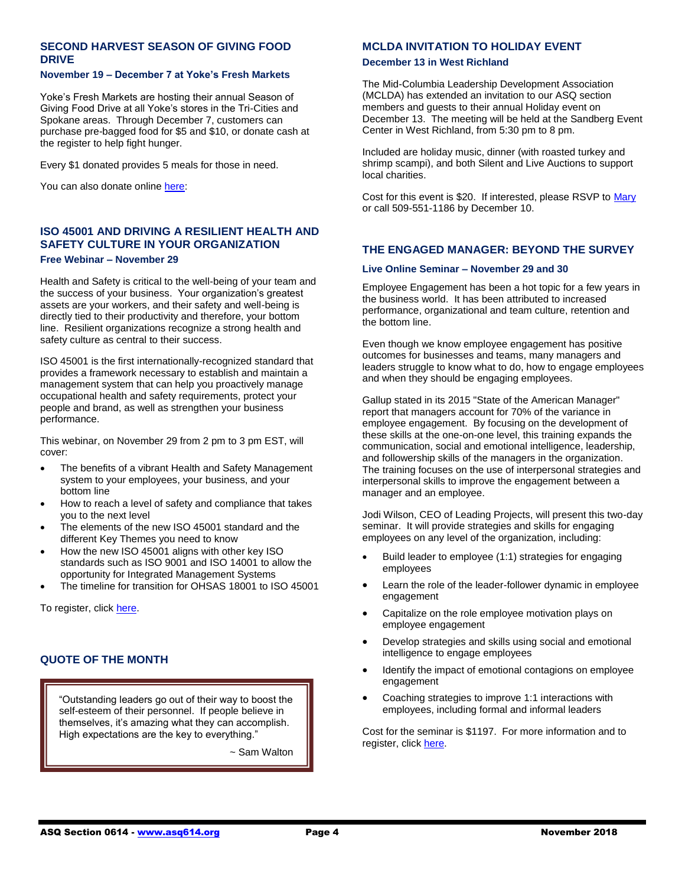## SECOND HARVEST SEASON OF GIVING FOOD DRIVE

### November 19 – December 7 at Yoke's Fresh Markets

Yoke's Fresh Markets are hosting their annual Season of Giving Food Drive at all Yoke's stores in the Tri-Cities and Spokane areas. Through December 7, customers can purchase pre-bagged food for $5 and $10, or donate cash at the register to help fight hunger.

Every $1 donated provides 5 meals for those in need.

You can also donate online here:

## ISO 45001 AND DRIVING A RESILIENT HEALTH AND SAFETY CULTURE IN YOUR ORGANIZATION

### Free Webinar – November 29

Health and Safety is critical to the well-being of your team and the success of your business. Your organization's greatest assets are your workers, and their safety and well-being is directly tied to their productivity and therefore, your bottom line. Resilient organizations recognize a strong health and safety culture as central to their success.

ISO 45001 is the first internationally-recognized standard that provides a framework necessary to establish and maintain a management system that can help you proactively manage occupational health and safety requirements, protect your people and brand, as well as strengthen your business performance.

This webinar, on November 29 from 2 pm to 3 pm EST, will cover:

- The benefits of a vibrant Health and Safety Management system to your employees, your business, and your bottom line
- How to reach a level of safety and compliance that takes you to the next level
- The elements of the new ISO 45001 standard and the different Key Themes you need to know
- How the new ISO 45001 aligns with other key ISO standards such as ISO 9001 and ISO 14001 to allow the opportunity for Integrated Management Systems
- The timeline for transition for OHSAS 18001 to ISO 45001

To register, click here.

## QUOTE OF THE MONTH

> "Outstanding leaders go out of their way to boost the self-esteem of their personnel. If people believe in themselves, it's amazing what they can accomplish. High expectations are the key to everything."
>
> ~ Sam Walton

## MCLDA INVITATION TO HOLIDAY EVENT

### December 13 in West Richland

The Mid-Columbia Leadership Development Association (MCLDA) has extended an invitation to our ASQ section members and guests to their annual Holiday event on December 13. The meeting will be held at the Sandberg Event Center in West Richland, from 5:30 pm to 8 pm.

Included are holiday music, dinner (with roasted turkey and shrimp scampi), and both Silent and Live Auctions to support local charities.

Cost for this event is $20. If interested, please RSVP to Mary or call 509-551-1186 by December 10.

## THE ENGAGED MANAGER: BEYOND THE SURVEY

### Live Online Seminar – November 29 and 30

Employee Engagement has been a hot topic for a few years in the business world. It has been attributed to increased performance, organizational and team culture, retention and the bottom line.

Even though we know employee engagement has positive outcomes for businesses and teams, many managers and leaders struggle to know what to do, how to engage employees and when they should be engaging employees.

Gallup stated in its 2015 "State of the American Manager" report that managers account for 70% of the variance in employee engagement. By focusing on the development of these skills at the one-on-one level, this training expands the communication, social and emotional intelligence, leadership, and followership skills of the managers in the organization. The training focuses on the use of interpersonal strategies and interpersonal skills to improve the engagement between a manager and an employee.

Jodi Wilson, CEO of Leading Projects, will present this two-day seminar. It will provide strategies and skills for engaging employees on any level of the organization, including:

- Build leader to employee (1:1) strategies for engaging employees
- Learn the role of the leader-follower dynamic in employee engagement
- Capitalize on the role employee motivation plays on employee engagement
- Develop strategies and skills using social and emotional intelligence to engage employees
- Identify the impact of emotional contagions on employee engagement
- Coaching strategies to improve 1:1 interactions with employees, including formal and informal leaders

Cost for the seminar is $1197. For more information and to register, click here.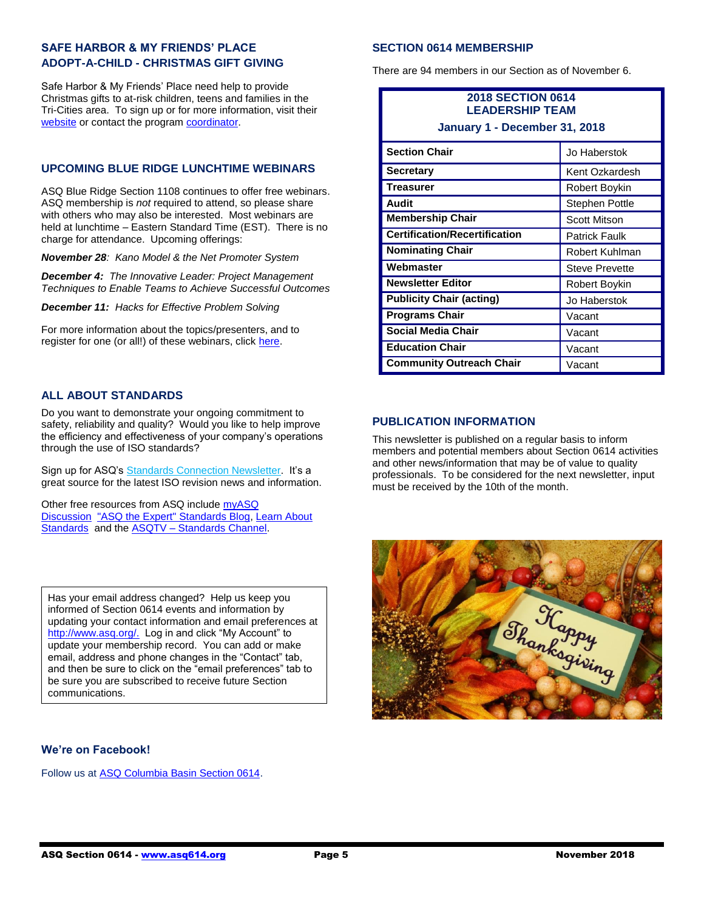## SAFE HARBOR & MY FRIENDS' PLACE ADOPT-A-CHILD - CHRISTMAS GIFT GIVING

Safe Harbor & My Friends' Place need help to provide Christmas gifts to at-risk children, teens and families in the Tri-Cities area. To sign up or for more information, visit their website or contact the program coordinator.

## UPCOMING BLUE RIDGE LUNCHTIME WEBINARS

ASQ Blue Ridge Section 1108 continues to offer free webinars. ASQ membership is *not* required to attend, so please share with others who may also be interested. Most webinars are held at lunchtime – Eastern Standard Time (EST). There is no charge for attendance. Upcoming offerings:

***November 28****: Kano Model & the Net Promoter System*

***December 4:*** *The Innovative Leader: Project Management Techniques to Enable Teams to Achieve Successful Outcomes*

***December 11:*** *Hacks for Effective Problem Solving*

For more information about the topics/presenters, and to register for one (or all!) of these webinars, click here.

## ALL ABOUT STANDARDS

Do you want to demonstrate your ongoing commitment to safety, reliability and quality? Would you like to help improve the efficiency and effectiveness of your company's operations through the use of ISO standards?

Sign up for ASQ's Standards Connection Newsletter. It's a great source for the latest ISO revision news and information.

Other free resources from ASQ include myASQ Discussion "ASQ the Expert" Standards Blog, Learn About Standards and the ASQTV – Standards Channel.

Has your email address changed? Help us keep you informed of Section 0614 events and information by updating your contact information and email preferences at http://www.asq.org/. Log in and click "My Account" to update your membership record. You can add or make email, address and phone changes in the "Contact" tab, and then be sure to click on the "email preferences" tab to be sure you are subscribed to receive future Section communications.

## We're on Facebook!

Follow us at ASQ Columbia Basin Section 0614.

## SECTION 0614 MEMBERSHIP

There are 94 members in our Section as of November 6.

**2018 SECTION 0614 LEADERSHIP TEAM**
**January 1 - December 31, 2018**

| | |
|---|---|
| **Section Chair** | Jo Haberstok |
| **Secretary** | Kent Ozkardesh |
| **Treasurer** | Robert Boykin |
| **Audit** | Stephen Pottle |
| **Membership Chair** | Scott Mitson |
| **Certification/Recertification** | Patrick Faulk |
| **Nominating Chair** | Robert Kuhlman |
| **Webmaster** | Steve Prevette |
| **Newsletter Editor** | Robert Boykin |
| **Publicity Chair (acting)** | Jo Haberstok |
| **Programs Chair** | Vacant |
| **Social Media Chair** | Vacant |
| **Education Chair** | Vacant |
| **Community Outreach Chair** | Vacant |

## PUBLICATION INFORMATION

This newsletter is published on a regular basis to inform members and potential members about Section 0614 activities and other news/information that may be of value to quality professionals. To be considered for the next newsletter, input must be received by the 10th of the month.